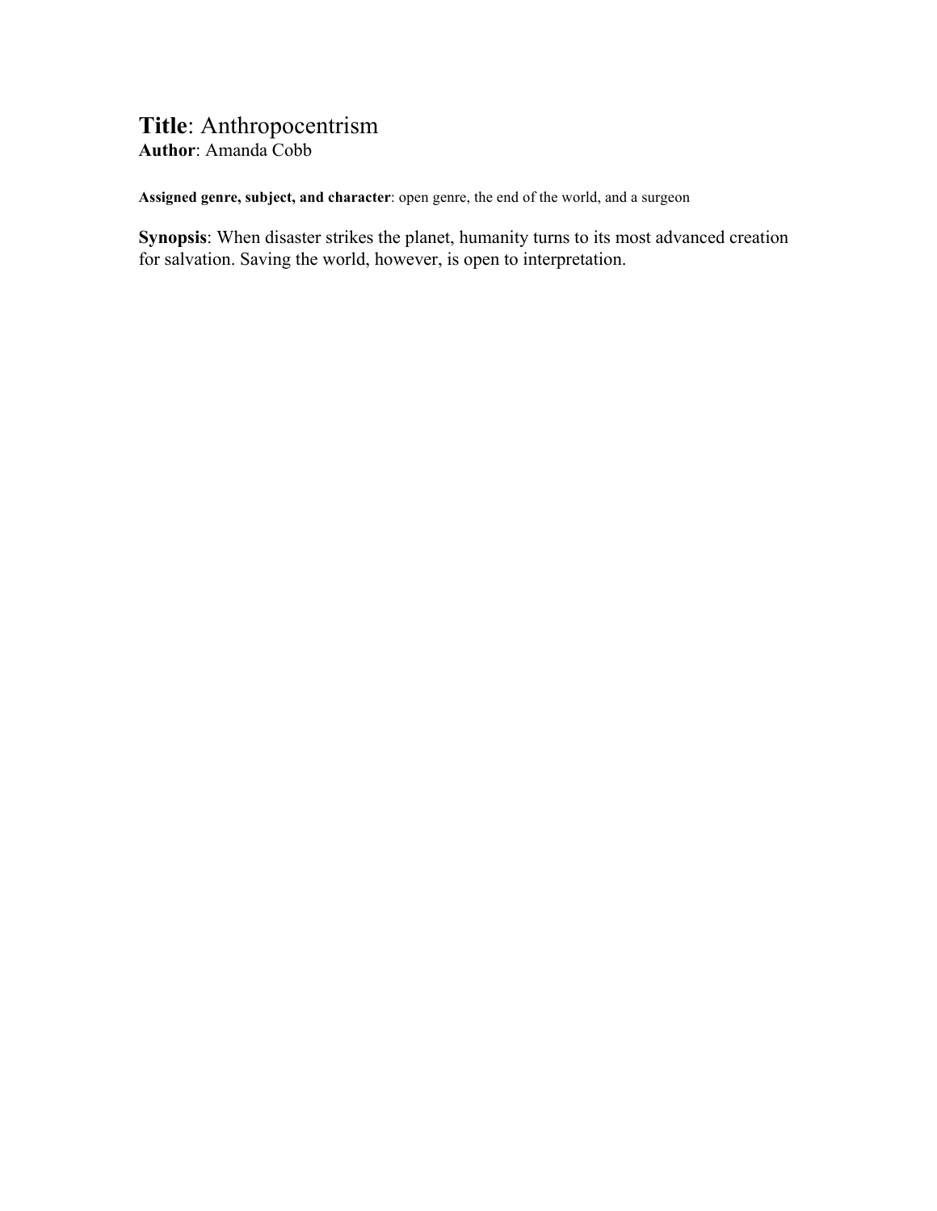**Title**: Anthropocentrism
**Author**: Amanda Cobb

**Assigned genre, subject, and character**: open genre, the end of the world, and a surgeon

**Synopsis**: When disaster strikes the planet, humanity turns to its most advanced creation for salvation. Saving the world, however, is open to interpretation.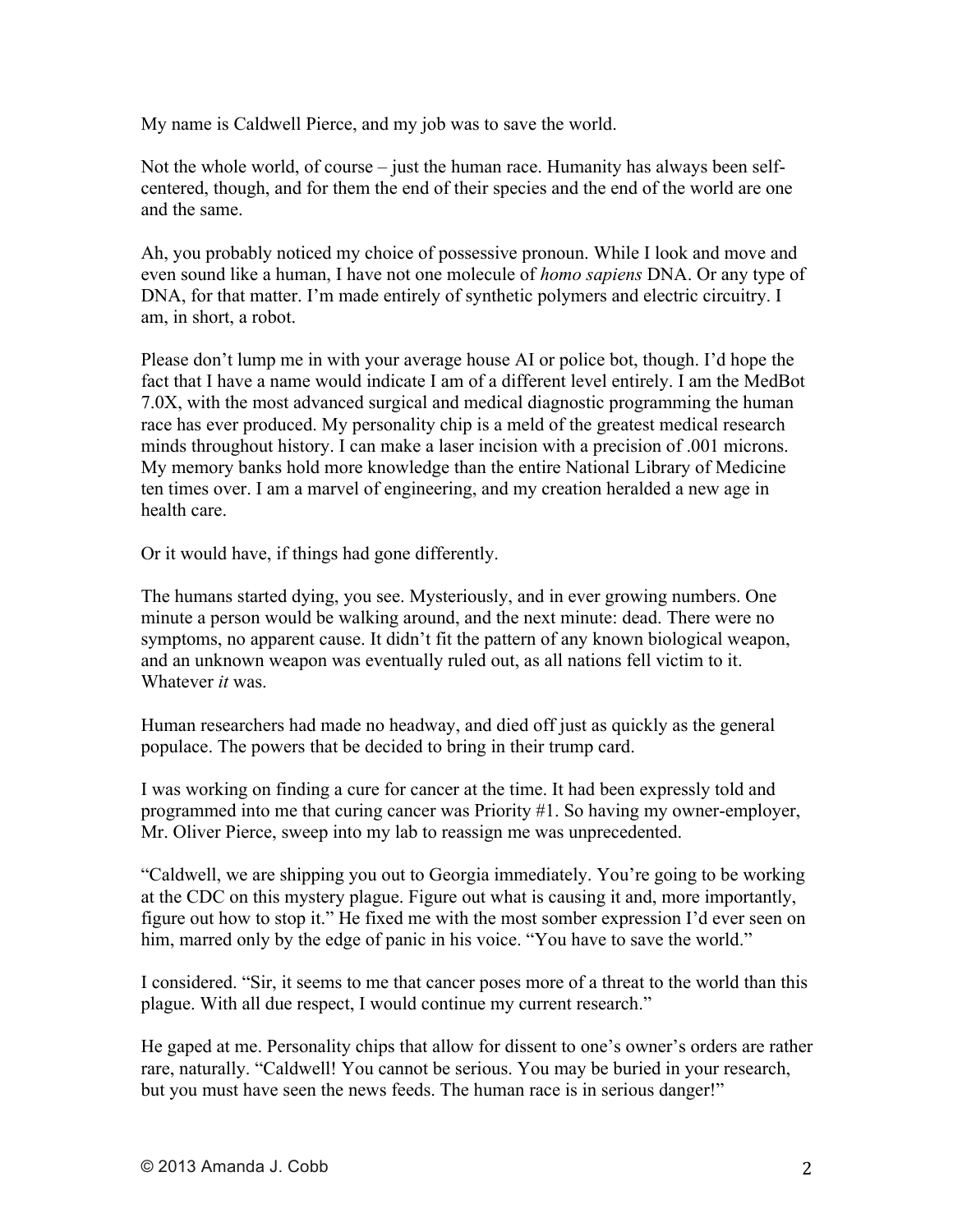My name is Caldwell Pierce, and my job was to save the world.

Not the whole world, of course – just the human race. Humanity has always been self-centered, though, and for them the end of their species and the end of the world are one and the same.

Ah, you probably noticed my choice of possessive pronoun. While I look and move and even sound like a human, I have not one molecule of *homo sapiens* DNA. Or any type of DNA, for that matter. I'm made entirely of synthetic polymers and electric circuitry. I am, in short, a robot.

Please don't lump me in with your average house AI or police bot, though. I'd hope the fact that I have a name would indicate I am of a different level entirely. I am the MedBot 7.0X, with the most advanced surgical and medical diagnostic programming the human race has ever produced. My personality chip is a meld of the greatest medical research minds throughout history. I can make a laser incision with a precision of .001 microns. My memory banks hold more knowledge than the entire National Library of Medicine ten times over. I am a marvel of engineering, and my creation heralded a new age in health care.

Or it would have, if things had gone differently.

The humans started dying, you see. Mysteriously, and in ever growing numbers. One minute a person would be walking around, and the next minute: dead. There were no symptoms, no apparent cause. It didn't fit the pattern of any known biological weapon, and an unknown weapon was eventually ruled out, as all nations fell victim to it. Whatever *it* was.

Human researchers had made no headway, and died off just as quickly as the general populace. The powers that be decided to bring in their trump card.

I was working on finding a cure for cancer at the time. It had been expressly told and programmed into me that curing cancer was Priority #1. So having my owner-employer, Mr. Oliver Pierce, sweep into my lab to reassign me was unprecedented.

"Caldwell, we are shipping you out to Georgia immediately. You're going to be working at the CDC on this mystery plague. Figure out what is causing it and, more importantly, figure out how to stop it." He fixed me with the most somber expression I'd ever seen on him, marred only by the edge of panic in his voice. "You have to save the world."

I considered. "Sir, it seems to me that cancer poses more of a threat to the world than this plague. With all due respect, I would continue my current research."

He gaped at me. Personality chips that allow for dissent to one's owner's orders are rather rare, naturally. "Caldwell! You cannot be serious. You may be buried in your research, but you must have seen the news feeds. The human race is in serious danger!"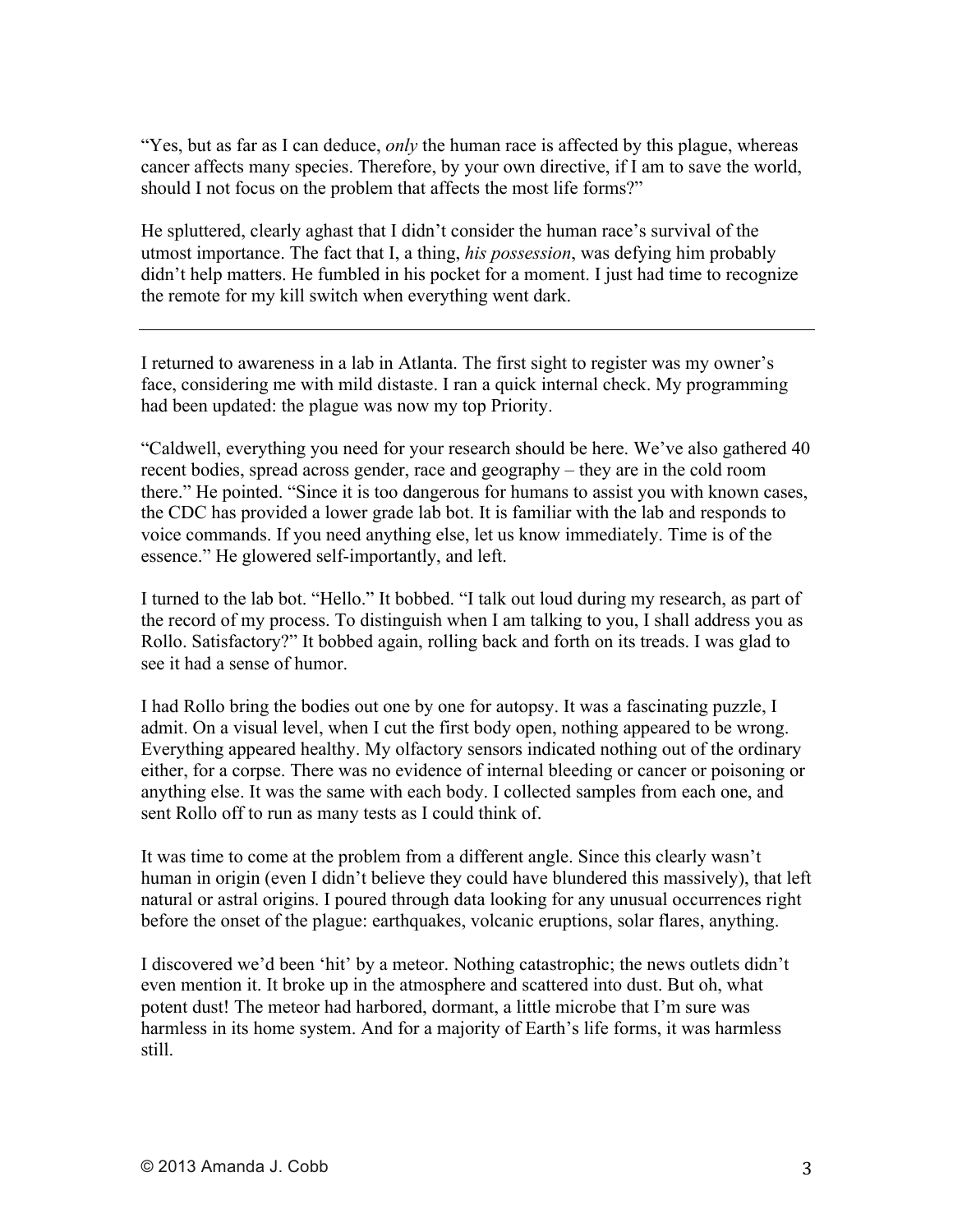“Yes, but as far as I can deduce, *only* the human race is affected by this plague, whereas cancer affects many species. Therefore, by your own directive, if I am to save the world, should I not focus on the problem that affects the most life forms?”

He spluttered, clearly aghast that I didn’t consider the human race’s survival of the utmost importance. The fact that I, a thing, *his possession*, was defying him probably didn’t help matters. He fumbled in his pocket for a moment. I just had time to recognize the remote for my kill switch when everything went dark.

---

I returned to awareness in a lab in Atlanta. The first sight to register was my owner’s face, considering me with mild distaste. I ran a quick internal check. My programming had been updated: the plague was now my top Priority.

“Caldwell, everything you need for your research should be here. We’ve also gathered 40 recent bodies, spread across gender, race and geography – they are in the cold room there.” He pointed. “Since it is too dangerous for humans to assist you with known cases, the CDC has provided a lower grade lab bot. It is familiar with the lab and responds to voice commands. If you need anything else, let us know immediately. Time is of the essence.” He glowered self-importantly, and left.

I turned to the lab bot. “Hello.” It bobbed. “I talk out loud during my research, as part of the record of my process. To distinguish when I am talking to you, I shall address you as Rollo. Satisfactory?” It bobbed again, rolling back and forth on its treads. I was glad to see it had a sense of humor.

I had Rollo bring the bodies out one by one for autopsy. It was a fascinating puzzle, I admit. On a visual level, when I cut the first body open, nothing appeared to be wrong. Everything appeared healthy. My olfactory sensors indicated nothing out of the ordinary either, for a corpse. There was no evidence of internal bleeding or cancer or poisoning or anything else. It was the same with each body. I collected samples from each one, and sent Rollo off to run as many tests as I could think of.

It was time to come at the problem from a different angle. Since this clearly wasn’t human in origin (even I didn’t believe they could have blundered this massively), that left natural or astral origins. I poured through data looking for any unusual occurrences right before the onset of the plague: earthquakes, volcanic eruptions, solar flares, anything.

I discovered we’d been ‘hit’ by a meteor. Nothing catastrophic; the news outlets didn’t even mention it. It broke up in the atmosphere and scattered into dust. But oh, what potent dust! The meteor had harbored, dormant, a little microbe that I’m sure was harmless in its home system. And for a majority of Earth’s life forms, it was harmless still.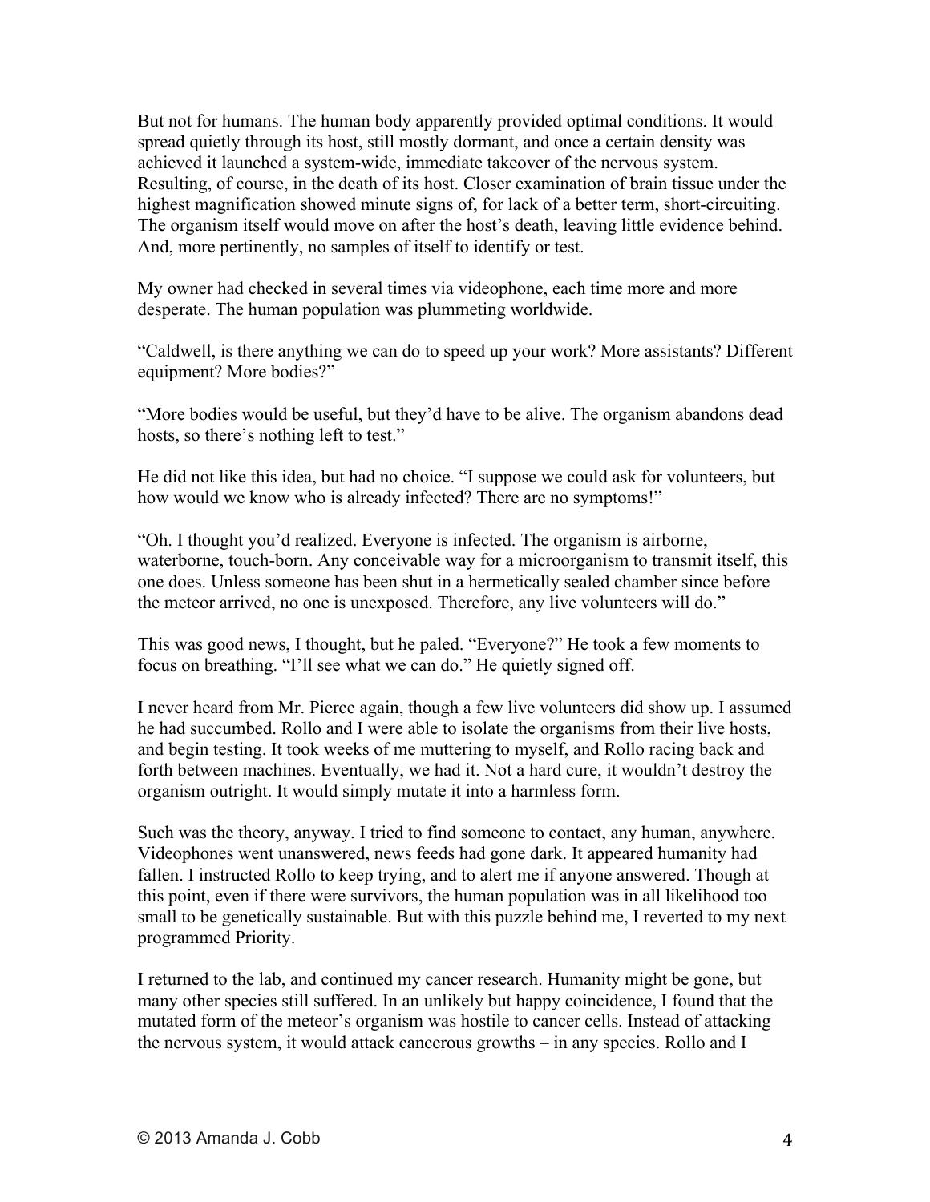But not for humans. The human body apparently provided optimal conditions. It would spread quietly through its host, still mostly dormant, and once a certain density was achieved it launched a system-wide, immediate takeover of the nervous system. Resulting, of course, in the death of its host. Closer examination of brain tissue under the highest magnification showed minute signs of, for lack of a better term, short-circuiting. The organism itself would move on after the host's death, leaving little evidence behind. And, more pertinently, no samples of itself to identify or test.

My owner had checked in several times via videophone, each time more and more desperate. The human population was plummeting worldwide.

"Caldwell, is there anything we can do to speed up your work? More assistants? Different equipment? More bodies?"

"More bodies would be useful, but they'd have to be alive. The organism abandons dead hosts, so there's nothing left to test."

He did not like this idea, but had no choice. "I suppose we could ask for volunteers, but how would we know who is already infected? There are no symptoms!"

"Oh. I thought you'd realized. Everyone is infected. The organism is airborne, waterborne, touch-born. Any conceivable way for a microorganism to transmit itself, this one does. Unless someone has been shut in a hermetically sealed chamber since before the meteor arrived, no one is unexposed. Therefore, any live volunteers will do."

This was good news, I thought, but he paled. "Everyone?" He took a few moments to focus on breathing. "I'll see what we can do." He quietly signed off.

I never heard from Mr. Pierce again, though a few live volunteers did show up. I assumed he had succumbed. Rollo and I were able to isolate the organisms from their live hosts, and begin testing. It took weeks of me muttering to myself, and Rollo racing back and forth between machines. Eventually, we had it. Not a hard cure, it wouldn't destroy the organism outright. It would simply mutate it into a harmless form.

Such was the theory, anyway. I tried to find someone to contact, any human, anywhere. Videophones went unanswered, news feeds had gone dark. It appeared humanity had fallen. I instructed Rollo to keep trying, and to alert me if anyone answered. Though at this point, even if there were survivors, the human population was in all likelihood too small to be genetically sustainable. But with this puzzle behind me, I reverted to my next programmed Priority.

I returned to the lab, and continued my cancer research. Humanity might be gone, but many other species still suffered. In an unlikely but happy coincidence, I found that the mutated form of the meteor's organism was hostile to cancer cells. Instead of attacking the nervous system, it would attack cancerous growths – in any species. Rollo and I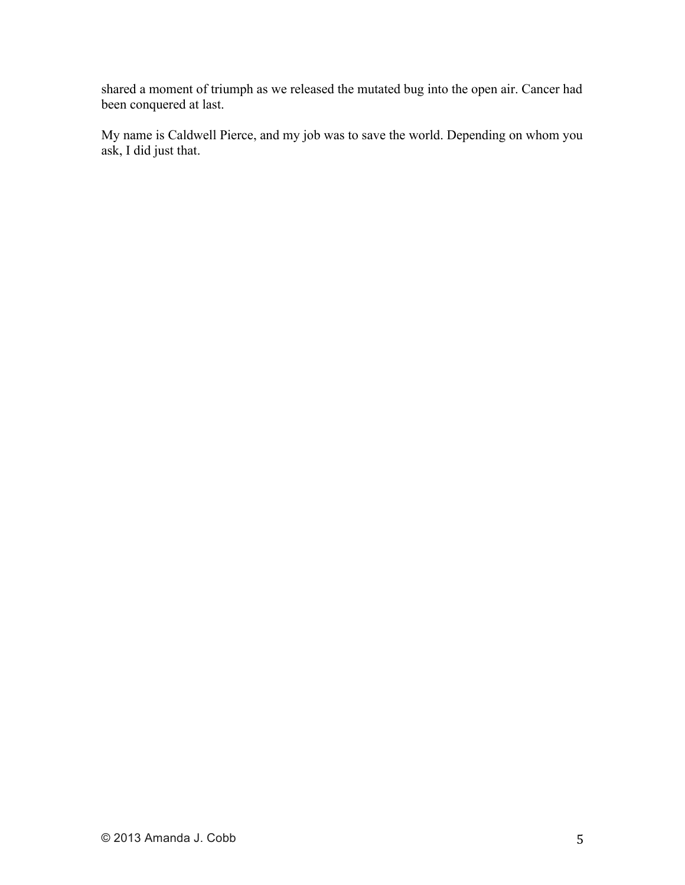shared a moment of triumph as we released the mutated bug into the open air. Cancer had been conquered at last.

My name is Caldwell Pierce, and my job was to save the world. Depending on whom you ask, I did just that.